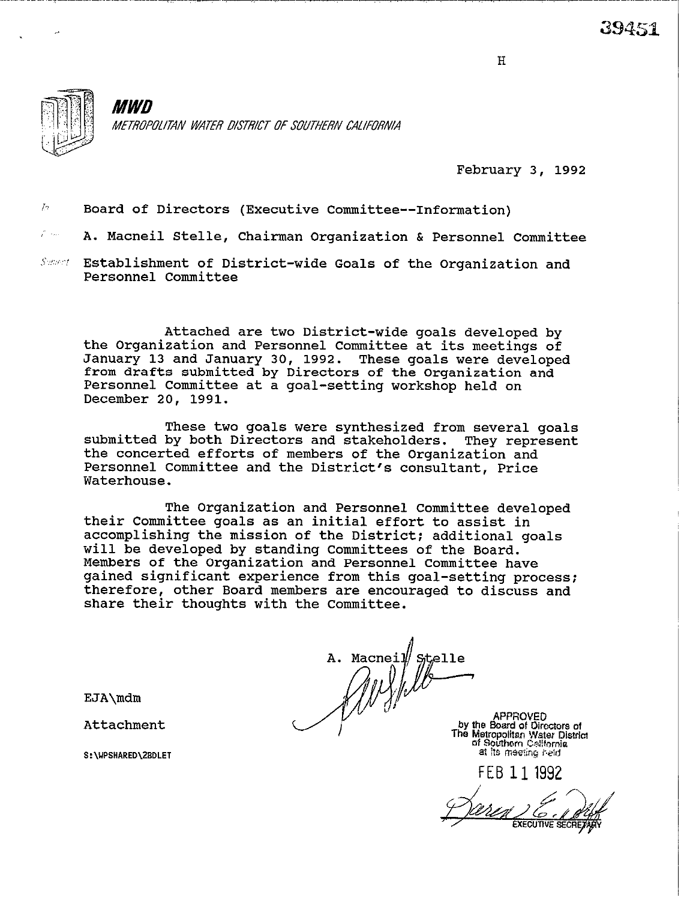39451

H

**MWD**

*METROPOLITAN WATER DISTRICT OF SOUTHERN CALIFORNIA*

February 3, 1992

To: Board of Directors (Executive Committee--Information)

From: A. Macneil Stelle, Chairman Organization & Personnel Committee

Subject: Establishment of District-wide Goals of the Organization and Personnel Committee

Attached are two District-wide goals developed by the Organization and Personnel Committee at its meetings of January 13 and January 30, 1992. These goals were developed from drafts submitted by Directors of the Organization and Personnel Committee at a goal-setting workshop held on December 20, 1991.

These two goals were synthesized from several goals submitted by both Directors and stakeholders. They represent the concerted efforts of members of the Organization and Personnel Committee and the District's consultant, Price Waterhouse.

The Organization and Personnel Committee developed their Committee goals as an initial effort to assist in accomplishing the mission of the District; additional goals will be developed by standing Committees of the Board. Members of the Organization and Personnel Committee have gained significant experience from this goal-setting process; therefore, other Board members are encouraged to discuss and share their thoughts with the Committee.

A. Macneil Stelle

EJA\mdm

Attachment

S:\WPSHARED\2BDLET

APPROVED
by the Board of Directors of
The Metropolitan Water District
of Southern California
at its meeting held

FEB 11 1992

EXECUTIVE SECRETARY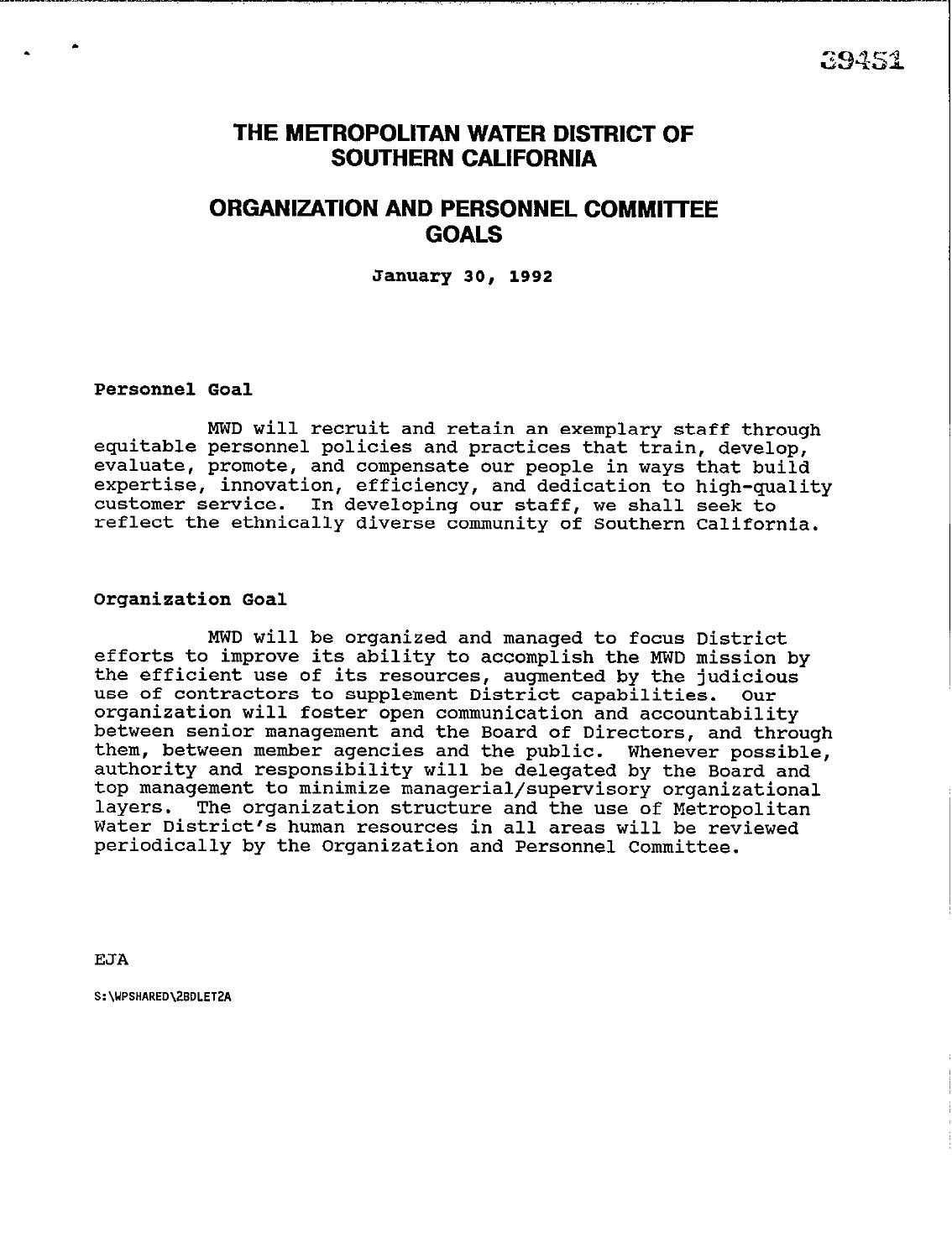39451

# THE METROPOLITAN WATER DISTRICT OF SOUTHERN CALIFORNIA

## ORGANIZATION AND PERSONNEL COMMITTEE GOALS

**January 30, 1992**

**Personnel Goal**

MWD will recruit and retain an exemplary staff through equitable personnel policies and practices that train, develop, evaluate, promote, and compensate our people in ways that build expertise, innovation, efficiency, and dedication to high-quality customer service. In developing our staff, we shall seek to reflect the ethnically diverse community of Southern California.

**Organization Goal**

MWD will be organized and managed to focus District efforts to improve its ability to accomplish the MWD mission by the efficient use of its resources, augmented by the judicious use of contractors to supplement District capabilities. Our organization will foster open communication and accountability between senior management and the Board of Directors, and through them, between member agencies and the public. Whenever possible, authority and responsibility will be delegated by the Board and top management to minimize managerial/supervisory organizational layers. The organization structure and the use of Metropolitan Water District's human resources in all areas will be reviewed periodically by the Organization and Personnel Committee.

EJA

S:\WPSHARED\2BDLET2A